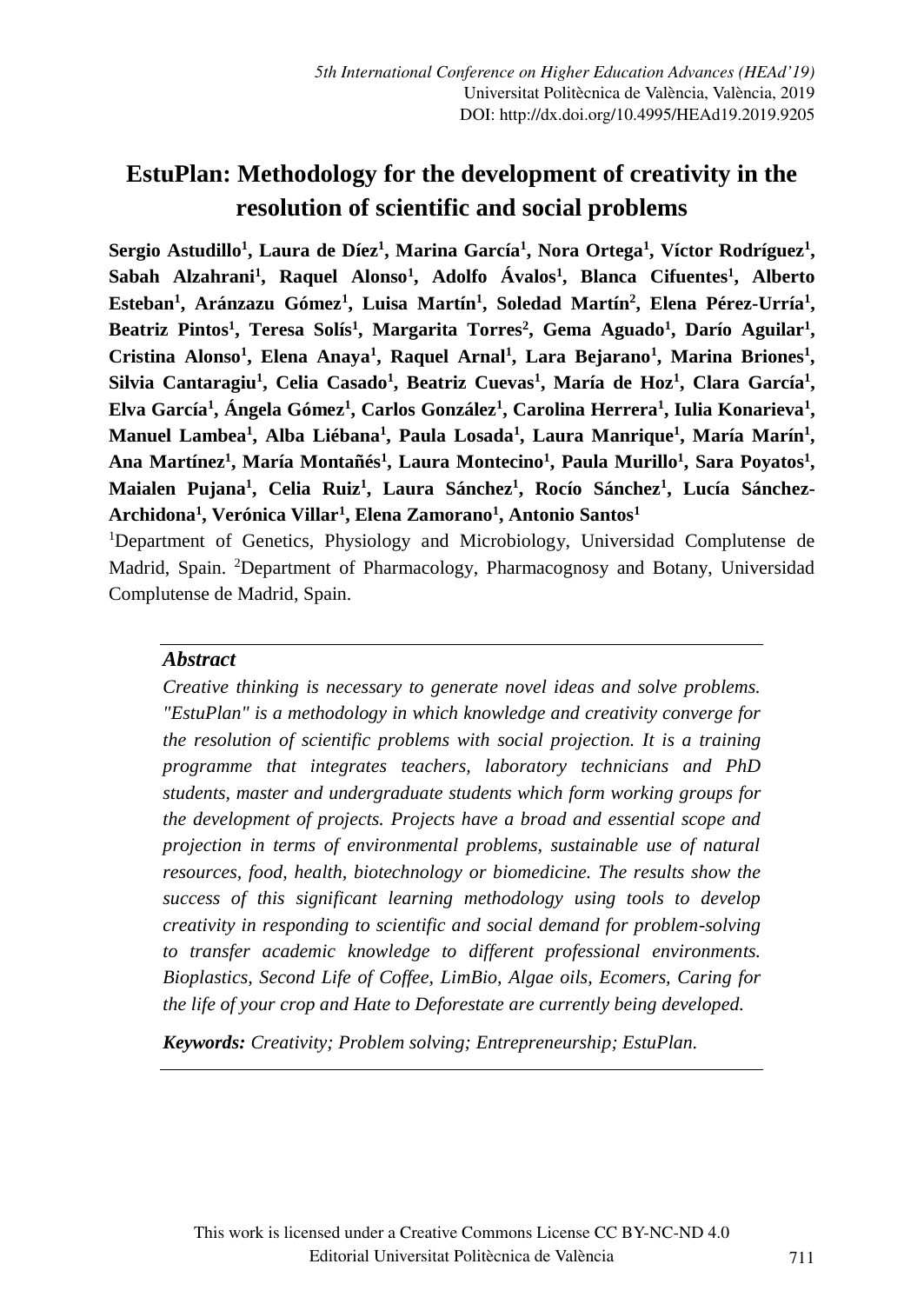# EstuPlan: Methodology for the development of creativity in the resolution of scientific and social problems

**Sergio Astudillo[1], Laura de Díez[1], Marina García[1], Nora Ortega[1], Víctor Rodríguez[1], Sabah Alzahrani[1], Raquel Alonso[1], Adolfo Ávalos[1], Blanca Cifuentes[1], Alberto Esteban[1], Aránzazu Gómez[1], Luisa Martín[1], Soledad Martín[2], Elena Pérez-Urría[1], Beatriz Pintos[1], Teresa Solís[1], Margarita Torres[2], Gema Aguado[1], Darío Aguilar[1], Cristina Alonso[1], Elena Anaya[1], Raquel Arnal[1], Lara Bejarano[1], Marina Briones[1], Silvia Cantaragiu[1], Celia Casado[1], Beatriz Cuevas[1], María de Hoz[1], Clara García[1], Elva García[1], Ángela Gómez[1], Carlos González[1], Carolina Herrera[1], Iulia Konarieva[1], Manuel Lambea[1], Alba Liébana[1], Paula Losada[1], Laura Manrique[1], María Marín[1], Ana Martínez[1], María Montañés[1], Laura Montecino[1], Paula Murillo[1], Sara Poyatos[1], Maialen Pujana[1], Celia Ruiz[1], Laura Sánchez[1], Rocío Sánchez[1], Lucía Sánchez-Archidona[1], Verónica Villar[1], Elena Zamorano[1], Antonio Santos[1]**

[1]Department of Genetics, Physiology and Microbiology, Universidad Complutense de Madrid, Spain. [2]Department of Pharmacology, Pharmacognosy and Botany, Universidad Complutense de Madrid, Spain.

### *Abstract*

*Creative thinking is necessary to generate novel ideas and solve problems. "EstuPlan" is a methodology in which knowledge and creativity converge for the resolution of scientific problems with social projection. It is a training programme that integrates teachers, laboratory technicians and PhD students, master and undergraduate students which form working groups for the development of projects. Projects have a broad and essential scope and projection in terms of environmental problems, sustainable use of natural resources, food, health, biotechnology or biomedicine. The results show the success of this significant learning methodology using tools to develop creativity in responding to scientific and social demand for problem-solving to transfer academic knowledge to different professional environments. Bioplastics, Second Life of Coffee, LimBio, Algae oils, Ecomers, Caring for the life of your crop and Hate to Deforestate are currently being developed.*

***Keywords:*** *Creativity; Problem solving; Entrepreneurship; EstuPlan.*

This work is licensed under a Creative Commons License CC BY-NC-ND 4.0
Editorial Universitat Politècnica de València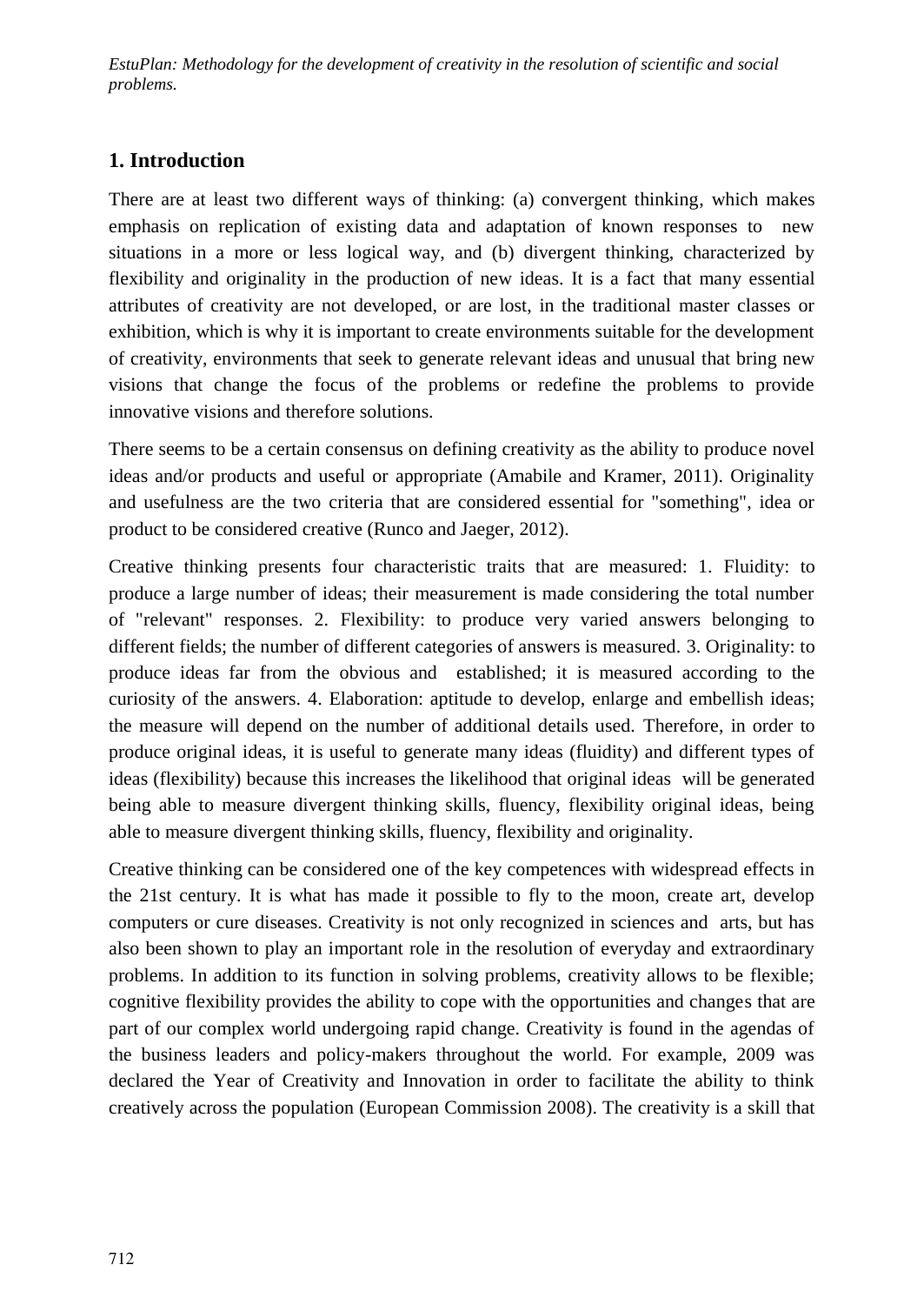## 1. Introduction

There are at least two different ways of thinking: (a) convergent thinking, which makes emphasis on replication of existing data and adaptation of known responses to new situations in a more or less logical way, and (b) divergent thinking, characterized by flexibility and originality in the production of new ideas. It is a fact that many essential attributes of creativity are not developed, or are lost, in the traditional master classes or exhibition, which is why it is important to create environments suitable for the development of creativity, environments that seek to generate relevant ideas and unusual that bring new visions that change the focus of the problems or redefine the problems to provide innovative visions and therefore solutions.

There seems to be a certain consensus on defining creativity as the ability to produce novel ideas and/or products and useful or appropriate (Amabile and Kramer, 2011). Originality and usefulness are the two criteria that are considered essential for "something", idea or product to be considered creative (Runco and Jaeger, 2012).

Creative thinking presents four characteristic traits that are measured: 1. Fluidity: to produce a large number of ideas; their measurement is made considering the total number of "relevant" responses. 2. Flexibility: to produce very varied answers belonging to different fields; the number of different categories of answers is measured. 3. Originality: to produce ideas far from the obvious and established; it is measured according to the curiosity of the answers. 4. Elaboration: aptitude to develop, enlarge and embellish ideas; the measure will depend on the number of additional details used. Therefore, in order to produce original ideas, it is useful to generate many ideas (fluidity) and different types of ideas (flexibility) because this increases the likelihood that original ideas will be generated being able to measure divergent thinking skills, fluency, flexibility original ideas, being able to measure divergent thinking skills, fluency, flexibility and originality.

Creative thinking can be considered one of the key competences with widespread effects in the 21st century. It is what has made it possible to fly to the moon, create art, develop computers or cure diseases. Creativity is not only recognized in sciences and arts, but has also been shown to play an important role in the resolution of everyday and extraordinary problems. In addition to its function in solving problems, creativity allows to be flexible; cognitive flexibility provides the ability to cope with the opportunities and changes that are part of our complex world undergoing rapid change. Creativity is found in the agendas of the business leaders and policy-makers throughout the world. For example, 2009 was declared the Year of Creativity and Innovation in order to facilitate the ability to think creatively across the population (European Commission 2008). The creativity is a skill that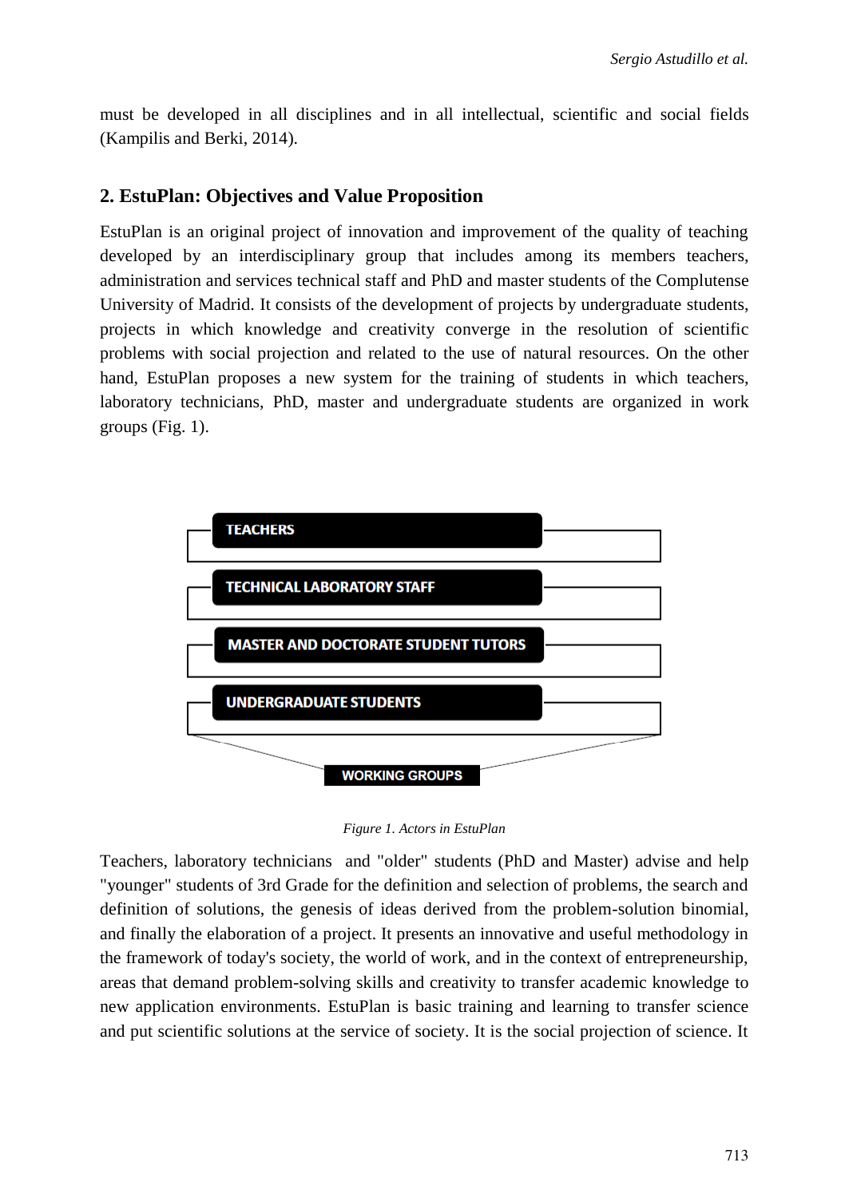must be developed in all disciplines and in all intellectual, scientific and social fields (Kampilis and Berki, 2014).

## 2. EstuPlan: Objectives and Value Proposition

EstuPlan is an original project of innovation and improvement of the quality of teaching developed by an interdisciplinary group that includes among its members teachers, administration and services technical staff and PhD and master students of the Complutense University of Madrid. It consists of the development of projects by undergraduate students, projects in which knowledge and creativity converge in the resolution of scientific problems with social projection and related to the use of natural resources. On the other hand, EstuPlan proposes a new system for the training of students in which teachers, laboratory technicians, PhD, master and undergraduate students are organized in work groups (Fig. 1).

TEACHERS

TECHNICAL LABORATORY STAFF

MASTER AND DOCTORATE STUDENT TUTORS

UNDERGRADUATE STUDENTS

WORKING GROUPS

*Figure 1. Actors in EstuPlan*

Teachers, laboratory technicians and "older" students (PhD and Master) advise and help "younger" students of 3rd Grade for the definition and selection of problems, the search and definition of solutions, the genesis of ideas derived from the problem-solution binomial, and finally the elaboration of a project. It presents an innovative and useful methodology in the framework of today's society, the world of work, and in the context of entrepreneurship, areas that demand problem-solving skills and creativity to transfer academic knowledge to new application environments. EstuPlan is basic training and learning to transfer science and put scientific solutions at the service of society. It is the social projection of science. It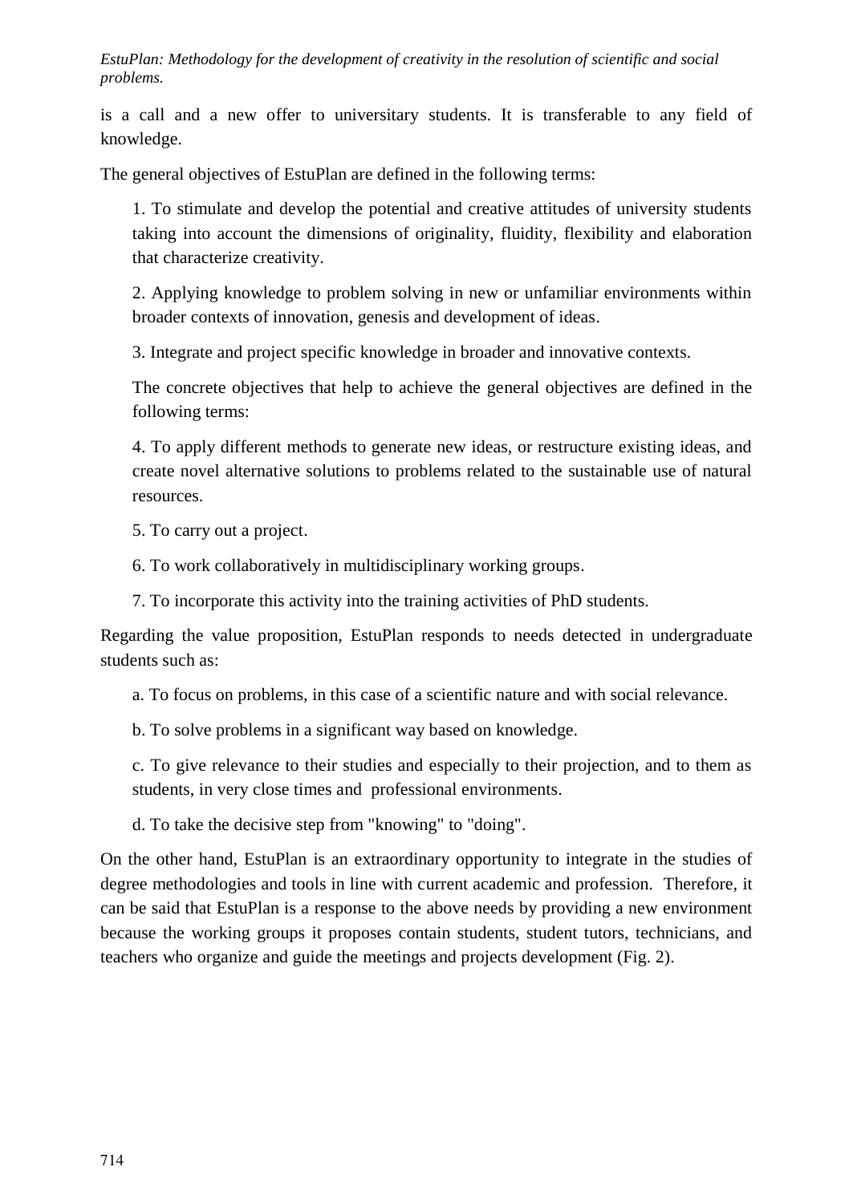is a call and a new offer to universitary students. It is transferable to any field of knowledge.

The general objectives of EstuPlan are defined in the following terms:

1. To stimulate and develop the potential and creative attitudes of university students taking into account the dimensions of originality, fluidity, flexibility and elaboration that characterize creativity.

2. Applying knowledge to problem solving in new or unfamiliar environments within broader contexts of innovation, genesis and development of ideas.

3. Integrate and project specific knowledge in broader and innovative contexts.

The concrete objectives that help to achieve the general objectives are defined in the following terms:

4. To apply different methods to generate new ideas, or restructure existing ideas, and create novel alternative solutions to problems related to the sustainable use of natural resources.

5. To carry out a project.

6. To work collaboratively in multidisciplinary working groups.

7. To incorporate this activity into the training activities of PhD students.

Regarding the value proposition, EstuPlan responds to needs detected in undergraduate students such as:

a. To focus on problems, in this case of a scientific nature and with social relevance.

b. To solve problems in a significant way based on knowledge.

c. To give relevance to their studies and especially to their projection, and to them as students, in very close times and professional environments.

d. To take the decisive step from "knowing" to "doing".

On the other hand, EstuPlan is an extraordinary opportunity to integrate in the studies of degree methodologies and tools in line with current academic and profession. Therefore, it can be said that EstuPlan is a response to the above needs by providing a new environment because the working groups it proposes contain students, student tutors, technicians, and teachers who organize and guide the meetings and projects development (Fig. 2).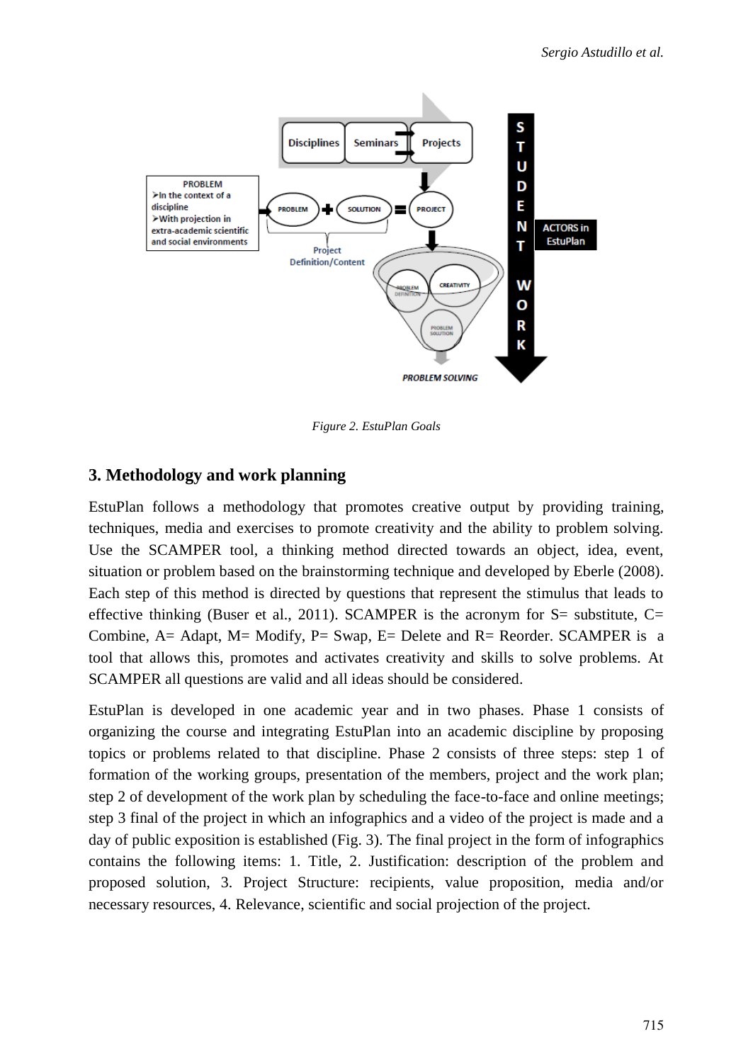Figure 2. EstuPlan Goals

## 3. Methodology and work planning

EstuPlan follows a methodology that promotes creative output by providing training, techniques, media and exercises to promote creativity and the ability to problem solving. Use the SCAMPER tool, a thinking method directed towards an object, idea, event, situation or problem based on the brainstorming technique and developed by Eberle (2008). Each step of this method is directed by questions that represent the stimulus that leads to effective thinking (Buser et al., 2011). SCAMPER is the acronym for S= substitute, C= Combine, A= Adapt, M= Modify, P= Swap, E= Delete and R= Reorder. SCAMPER is a tool that allows this, promotes and activates creativity and skills to solve problems. At SCAMPER all questions are valid and all ideas should be considered.

EstuPlan is developed in one academic year and in two phases. Phase 1 consists of organizing the course and integrating EstuPlan into an academic discipline by proposing topics or problems related to that discipline. Phase 2 consists of three steps: step 1 of formation of the working groups, presentation of the members, project and the work plan; step 2 of development of the work plan by scheduling the face-to-face and online meetings; step 3 final of the project in which an infographics and a video of the project is made and a day of public exposition is established (Fig. 3). The final project in the form of infographics contains the following items: 1. Title, 2. Justification: description of the problem and proposed solution, 3. Project Structure: recipients, value proposition, media and/or necessary resources, 4. Relevance, scientific and social projection of the project.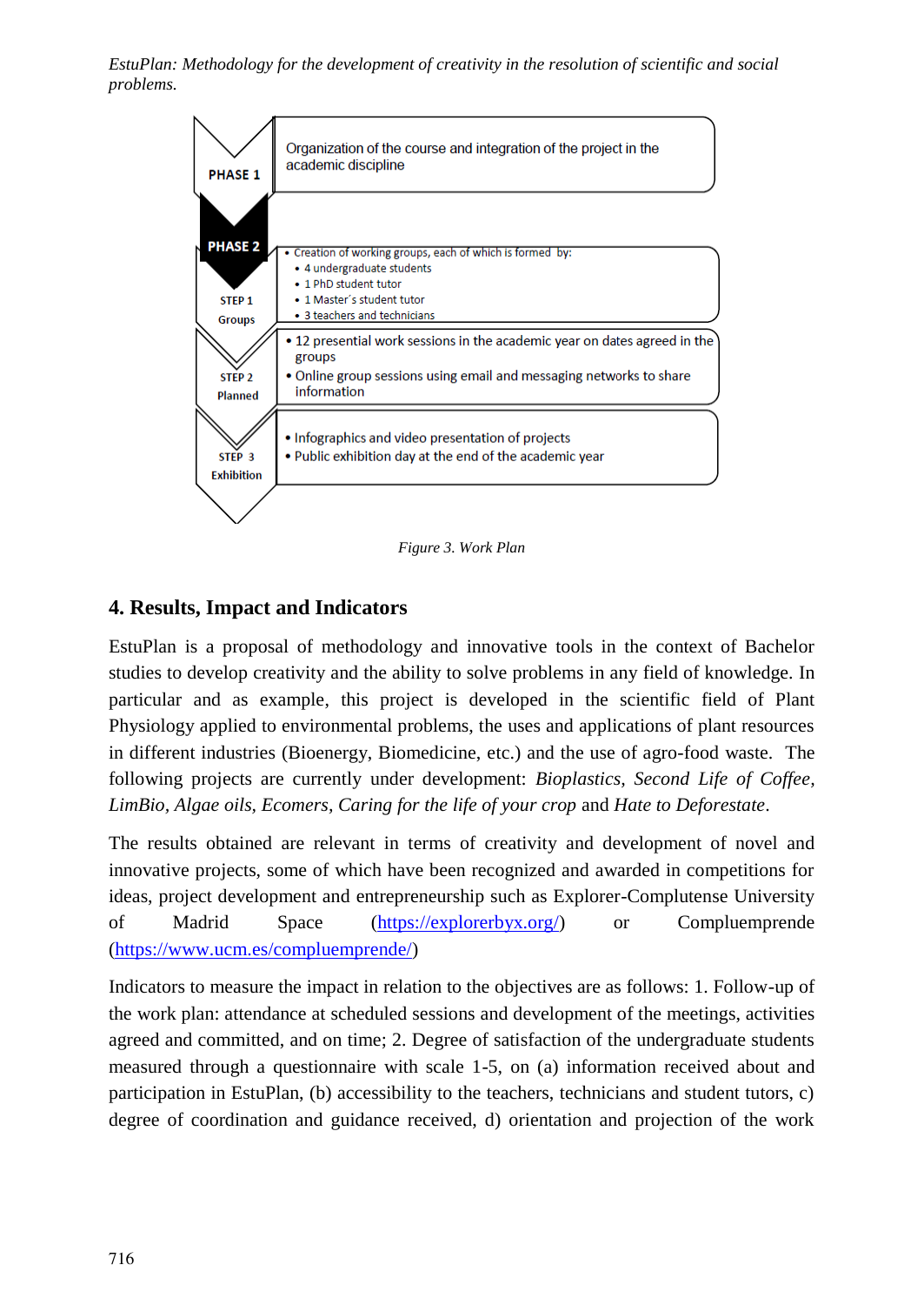PHASE 1

Organization of the course and integration of the project in the academic discipline

PHASE 2

STEP 1 Groups

- Creation of working groups, each of which is formed by:
  - 4 undergraduate students
  - 1 PhD student tutor
  - 1 Master´s student tutor
  - 3 teachers and technicians

STEP 2 Planned

- 12 presential work sessions in the academic year on dates agreed in the groups
- Online group sessions using email and messaging networks to share information

STEP 3 Exhibition

- Infographics and video presentation of projects
- Public exhibition day at the end of the academic year

*Figure 3. Work Plan*

## 4. Results, Impact and Indicators

EstuPlan is a proposal of methodology and innovative tools in the context of Bachelor studies to develop creativity and the ability to solve problems in any field of knowledge. In particular and as example, this project is developed in the scientific field of Plant Physiology applied to environmental problems, the uses and applications of plant resources in different industries (Bioenergy, Biomedicine, etc.) and the use of agro-food waste. The following projects are currently under development: *Bioplastics, Second Life of Coffee, LimBio, Algae oils, Ecomers, Caring for the life of your crop* and *Hate to Deforestate*.

The results obtained are relevant in terms of creativity and development of novel and innovative projects, some of which have been recognized and awarded in competitions for ideas, project development and entrepreneurship such as Explorer-Complutense University of Madrid Space (https://explorerbyx.org/) or Compluemprende (https://www.ucm.es/compluemprende/)

Indicators to measure the impact in relation to the objectives are as follows: 1. Follow-up of the work plan: attendance at scheduled sessions and development of the meetings, activities agreed and committed, and on time; 2. Degree of satisfaction of the undergraduate students measured through a questionnaire with scale 1-5, on (a) information received about and participation in EstuPlan, (b) accessibility to the teachers, technicians and student tutors, c) degree of coordination and guidance received, d) orientation and projection of the work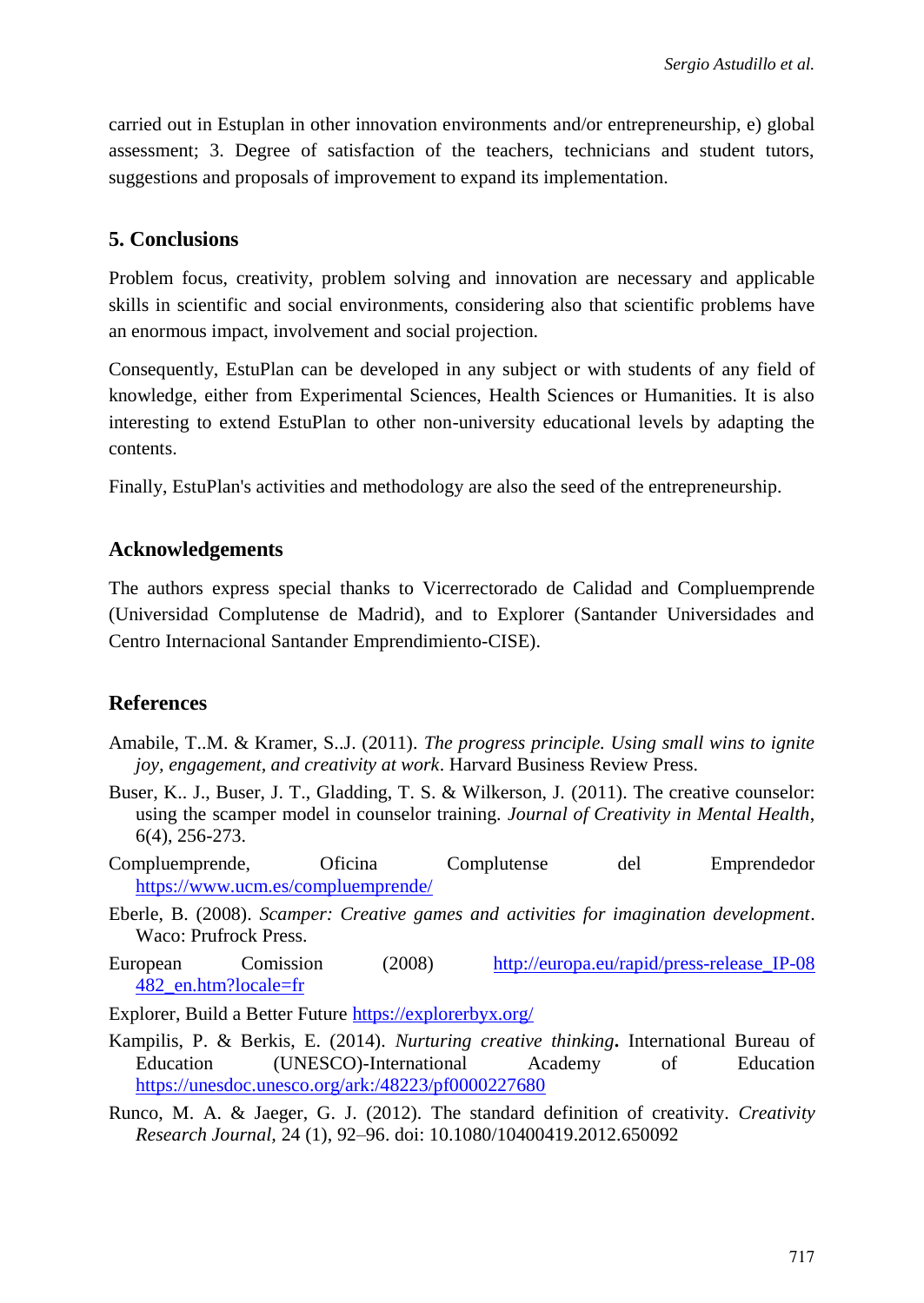carried out in Estuplan in other innovation environments and/or entrepreneurship, e) global assessment; 3. Degree of satisfaction of the teachers, technicians and student tutors, suggestions and proposals of improvement to expand its implementation.

## 5. Conclusions

Problem focus, creativity, problem solving and innovation are necessary and applicable skills in scientific and social environments, considering also that scientific problems have an enormous impact, involvement and social projection.

Consequently, EstuPlan can be developed in any subject or with students of any field of knowledge, either from Experimental Sciences, Health Sciences or Humanities. It is also interesting to extend EstuPlan to other non-university educational levels by adapting the contents.

Finally, EstuPlan's activities and methodology are also the seed of the entrepreneurship.

## Acknowledgements

The authors express special thanks to Vicerrectorado de Calidad and Compluemprende (Universidad Complutense de Madrid), and to Explorer (Santander Universidades and Centro Internacional Santander Emprendimiento-CISE).

## References

Amabile, T..M. & Kramer, S..J. (2011). *The progress principle. Using small wins to ignite joy, engagement, and creativity at work*. Harvard Business Review Press.

Buser, K.. J., Buser, J. T., Gladding, T. S. & Wilkerson, J. (2011). The creative counselor: using the scamper model in counselor training. *Journal of Creativity in Mental Health*, 6(4), 256-273.

Compluemprende, Oficina Complutense del Emprendedor https://www.ucm.es/compluemprende/

Eberle, B. (2008). *Scamper: Creative games and activities for imagination development*. Waco: Prufrock Press.

European Comission (2008) http://europa.eu/rapid/press-release_IP-08 482_en.htm?locale=fr

Explorer, Build a Better Future https://explorerbyx.org/

Kampilis, P. & Berkis, E. (2014). *Nurturing creative thinking***.** International Bureau of Education (UNESCO)-International Academy of Education https://unesdoc.unesco.org/ark:/48223/pf0000227680

Runco, M. A. & Jaeger, G. J. (2012). The standard definition of creativity. *Creativity Research Journal*, 24 (1), 92–96. doi: 10.1080/10400419.2012.650092